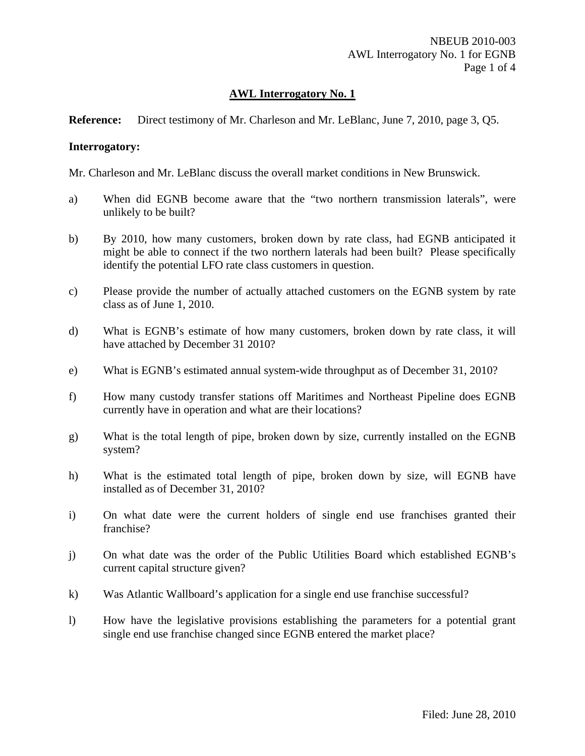## AWL Interrogatory No. 1

**Reference:** Direct testimony of Mr. Charleson and Mr. LeBlanc, June 7, 2010, page 3, Q5.

**Interrogatory:**

Mr. Charleson and Mr. LeBlanc discuss the overall market conditions in New Brunswick.

a) When did EGNB become aware that the "two northern transmission laterals", were unlikely to be built?

b) By 2010, how many customers, broken down by rate class, had EGNB anticipated it might be able to connect if the two northern laterals had been built? Please specifically identify the potential LFO rate class customers in question.

c) Please provide the number of actually attached customers on the EGNB system by rate class as of June 1, 2010.

d) What is EGNB's estimate of how many customers, broken down by rate class, it will have attached by December 31 2010?

e) What is EGNB's estimated annual system-wide throughput as of December 31, 2010?

f) How many custody transfer stations off Maritimes and Northeast Pipeline does EGNB currently have in operation and what are their locations?

g) What is the total length of pipe, broken down by size, currently installed on the EGNB system?

h) What is the estimated total length of pipe, broken down by size, will EGNB have installed as of December 31, 2010?

i) On what date were the current holders of single end use franchises granted their franchise?

j) On what date was the order of the Public Utilities Board which established EGNB's current capital structure given?

k) Was Atlantic Wallboard's application for a single end use franchise successful?

l) How have the legislative provisions establishing the parameters for a potential grant single end use franchise changed since EGNB entered the market place?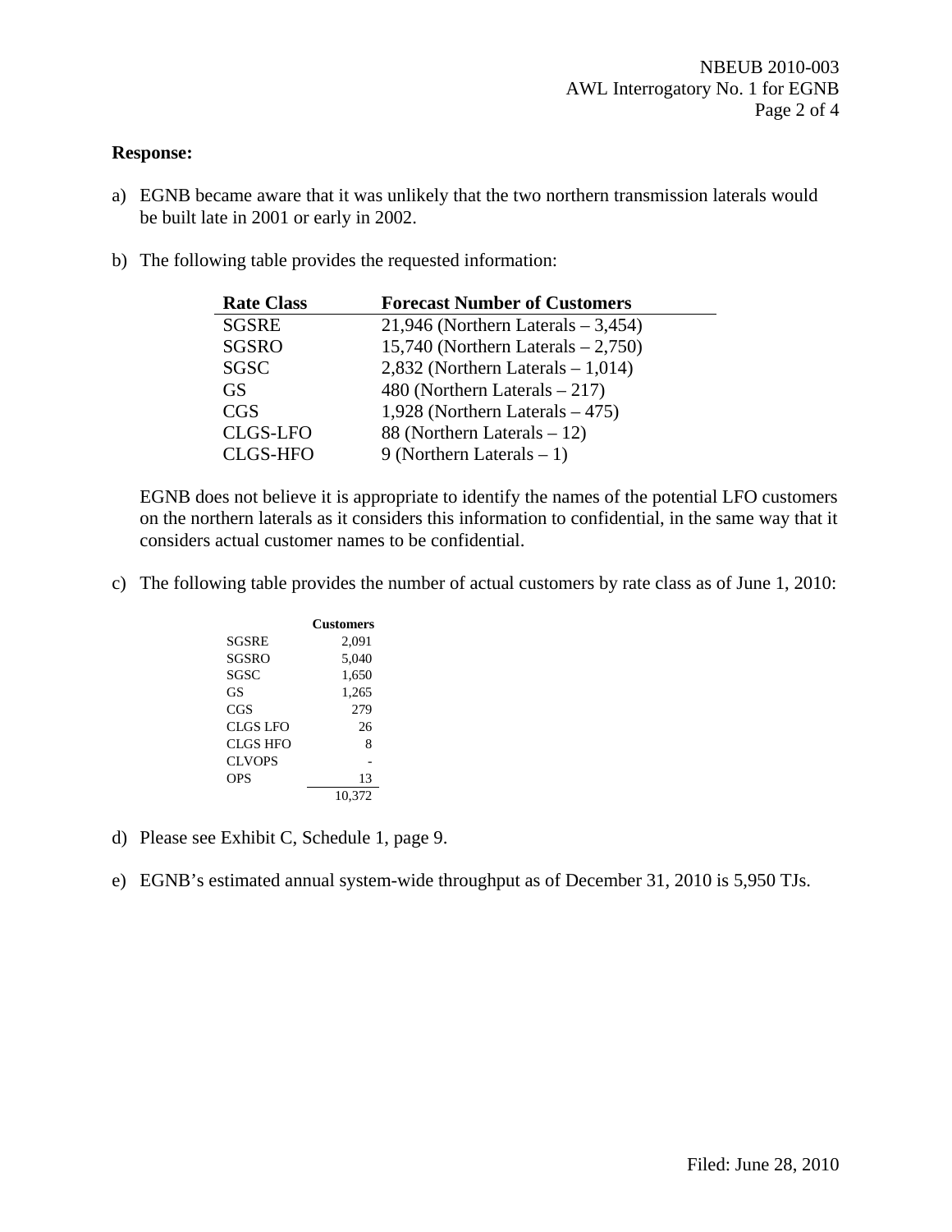**Response:**

a) EGNB became aware that it was unlikely that the two northern transmission laterals would be built late in 2001 or early in 2002.

b) The following table provides the requested information:

| Rate Class | Forecast Number of Customers |
|---|---|
| SGSRE | 21,946 (Northern Laterals – 3,454) |
| SGSRO | 15,740 (Northern Laterals – 2,750) |
| SGSC | 2,832 (Northern Laterals – 1,014) |
| GS | 480 (Northern Laterals – 217) |
| CGS | 1,928 (Northern Laterals – 475) |
| CLGS-LFO | 88 (Northern Laterals – 12) |
| CLGS-HFO | 9 (Northern Laterals – 1) |

EGNB does not believe it is appropriate to identify the names of the potential LFO customers on the northern laterals as it considers this information to confidential, in the same way that it considers actual customer names to be confidential.

c) The following table provides the number of actual customers by rate class as of June 1, 2010:

| | Customers |
|---|---|
| SGSRE | 2,091 |
| SGSRO | 5,040 |
| SGSC | 1,650 |
| GS | 1,265 |
| CGS | 279 |
| CLGS LFO | 26 |
| CLGS HFO | 8 |
| CLVOPS | - |
| OPS | 13 |
| | 10,372 |

d) Please see Exhibit C, Schedule 1, page 9.

e) EGNB's estimated annual system-wide throughput as of December 31, 2010 is 5,950 TJs.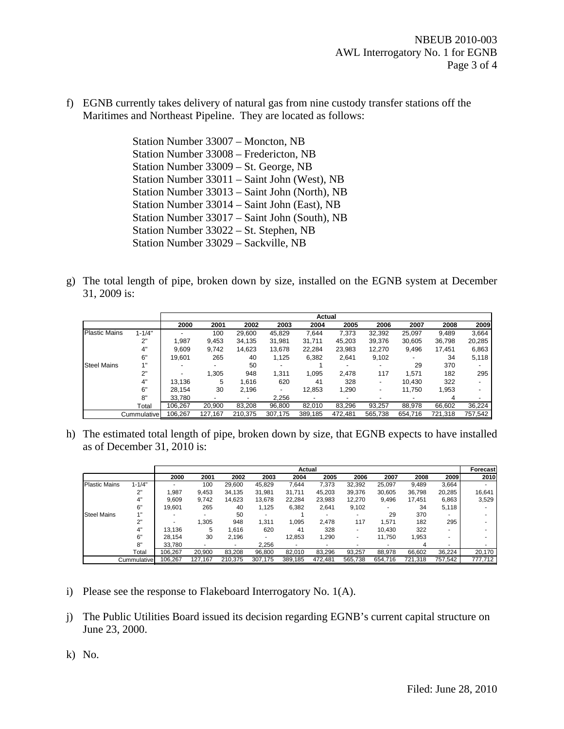f) EGNB currently takes delivery of natural gas from nine custody transfer stations off the Maritimes and Northeast Pipeline. They are located as follows:

Station Number 33007 – Moncton, NB
Station Number 33008 – Fredericton, NB
Station Number 33009 – St. George, NB
Station Number 33011 – Saint John (West), NB
Station Number 33013 – Saint John (North), NB
Station Number 33014 – Saint John (East), NB
Station Number 33017 – Saint John (South), NB
Station Number 33022 – St. Stephen, NB
Station Number 33029 – Sackville, NB

g) The total length of pipe, broken down by size, installed on the EGNB system at December 31, 2009 is:

| | | Actual | | | | | | | | | |
|---|---|---|---|---|---|---|---|---|---|---|---|
| | | 2000 | 2001 | 2002 | 2003 | 2004 | 2005 | 2006 | 2007 | 2008 | 2009 |
| Plastic Mains | 1-1/4" | - | 100 | 29,600 | 45,829 | 7,644 | 7,373 | 32,392 | 25,097 | 9,489 | 3,664 |
| | 2" | 1,987 | 9,453 | 34,135 | 31,981 | 31,711 | 45,203 | 39,376 | 30,605 | 36,798 | 20,285 |
| | 4" | 9,609 | 9,742 | 14,623 | 13,678 | 22,284 | 23,983 | 12,270 | 9,496 | 17,451 | 6,863 |
| | 6" | 19,601 | 265 | 40 | 1,125 | 6,382 | 2,641 | 9,102 | - | 34 | 5,118 |
| Steel Mains | 1" | - | - | 50 | - | 1 | - | - | 29 | 370 | - |
| | 2" | - | 1,305 | 948 | 1,311 | 1,095 | 2,478 | 117 | 1,571 | 182 | 295 |
| | 4" | 13,136 | 5 | 1,616 | 620 | 41 | 328 | - | 10,430 | 322 | - |
| | 6" | 28,154 | 30 | 2,196 | - | 12,853 | 1,290 | - | 11,750 | 1,953 | - |
| | 8" | 33,780 | - | - | 2,256 | - | - | - | - | 4 | - |
| | Total | 106,267 | 20,900 | 83,208 | 96,800 | 82,010 | 83,296 | 93,257 | 88,978 | 66,602 | 36,224 |
| | Cummulative | 106,267 | 127,167 | 210,375 | 307,175 | 389,185 | 472,481 | 565,738 | 654,716 | 721,318 | 757,542 |

h) The estimated total length of pipe, broken down by size, that EGNB expects to have installed as of December 31, 2010 is:

| | | Actual | | | | | | | | | | Forecast |
|---|---|---|---|---|---|---|---|---|---|---|---|---|
| | | 2000 | 2001 | 2002 | 2003 | 2004 | 2005 | 2006 | 2007 | 2008 | 2009 | 2010 |
| Plastic Mains | 1-1/4" | - | 100 | 29,600 | 45,829 | 7,644 | 7,373 | 32,392 | 25,097 | 9,489 | 3,664 | - |
| | 2" | 1,987 | 9,453 | 34,135 | 31,981 | 31,711 | 45,203 | 39,376 | 30,605 | 36,798 | 20,285 | 16,641 |
| | 4" | 9,609 | 9,742 | 14,623 | 13,678 | 22,284 | 23,983 | 12,270 | 9,496 | 17,451 | 6,863 | 3,529 |
| | 6" | 19,601 | 265 | 40 | 1,125 | 6,382 | 2,641 | 9,102 | - | 34 | 5,118 | - |
| Steel Mains | 1" | - | - | 50 | - | 1 | - | - | 29 | 370 | - | - |
| | 2" | - | 1,305 | 948 | 1,311 | 1,095 | 2,478 | 117 | 1,571 | 182 | 295 | - |
| | 4" | 13,136 | 5 | 1,616 | 620 | 41 | 328 | - | 10,430 | 322 | - | - |
| | 6" | 28,154 | 30 | 2,196 | - | 12,853 | 1,290 | - | 11,750 | 1,953 | - | - |
| | 8" | 33,780 | - | - | 2,256 | - | - | - | - | 4 | - | - |
| | Total | 106,267 | 20,900 | 83,208 | 96,800 | 82,010 | 83,296 | 93,257 | 88,978 | 66,602 | 36,224 | 20,170 |
| | Cummulative | 106,267 | 127,167 | 210,375 | 307,175 | 389,185 | 472,481 | 565,738 | 654,716 | 721,318 | 757,542 | 777,712 |

i) Please see the response to Flakeboard Interrogatory No. 1(A).

j) The Public Utilities Board issued its decision regarding EGNB's current capital structure on June 23, 2000.

k) No.

Filed: June 28, 2010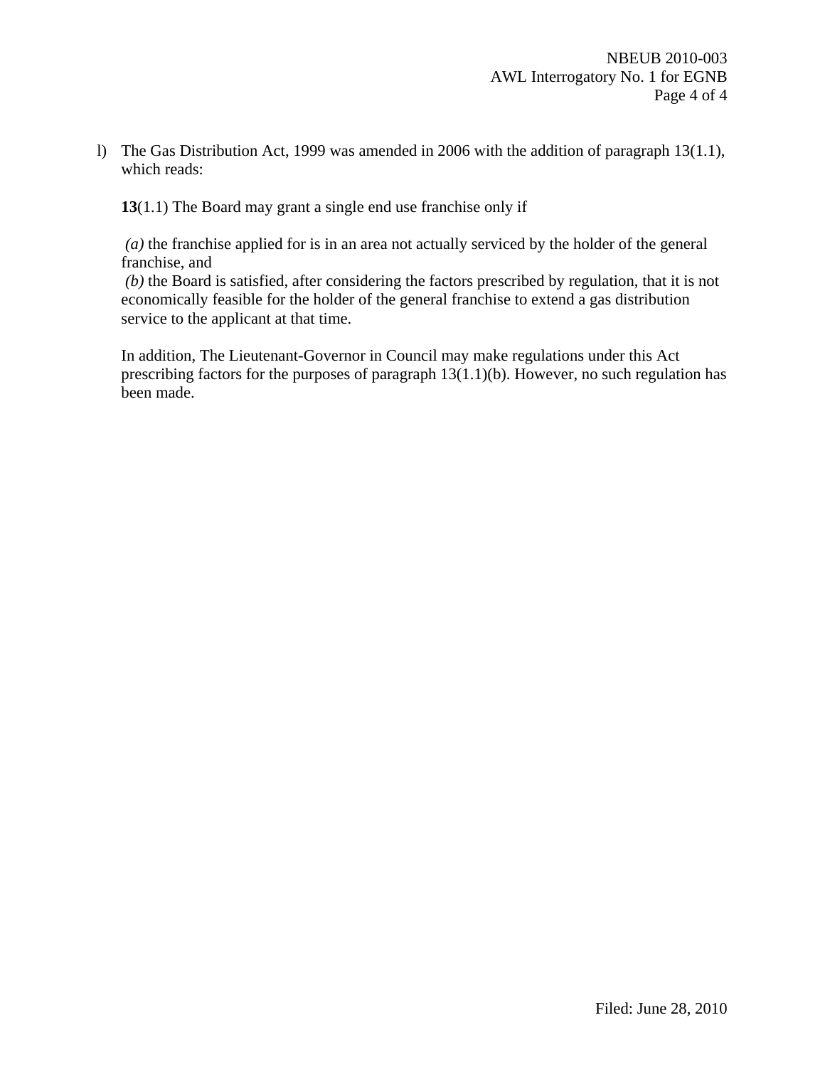l) The Gas Distribution Act, 1999 was amended in 2006 with the addition of paragraph 13(1.1), which reads:

   **13**(1.1) The Board may grant a single end use franchise only if

   *(a)* the franchise applied for is in an area not actually serviced by the holder of the general franchise, and
   *(b)* the Board is satisfied, after considering the factors prescribed by regulation, that it is not economically feasible for the holder of the general franchise to extend a gas distribution service to the applicant at that time.

   In addition, The Lieutenant-Governor in Council may make regulations under this Act prescribing factors for the purposes of paragraph 13(1.1)(b). However, no such regulation has been made.

Filed: June 28, 2010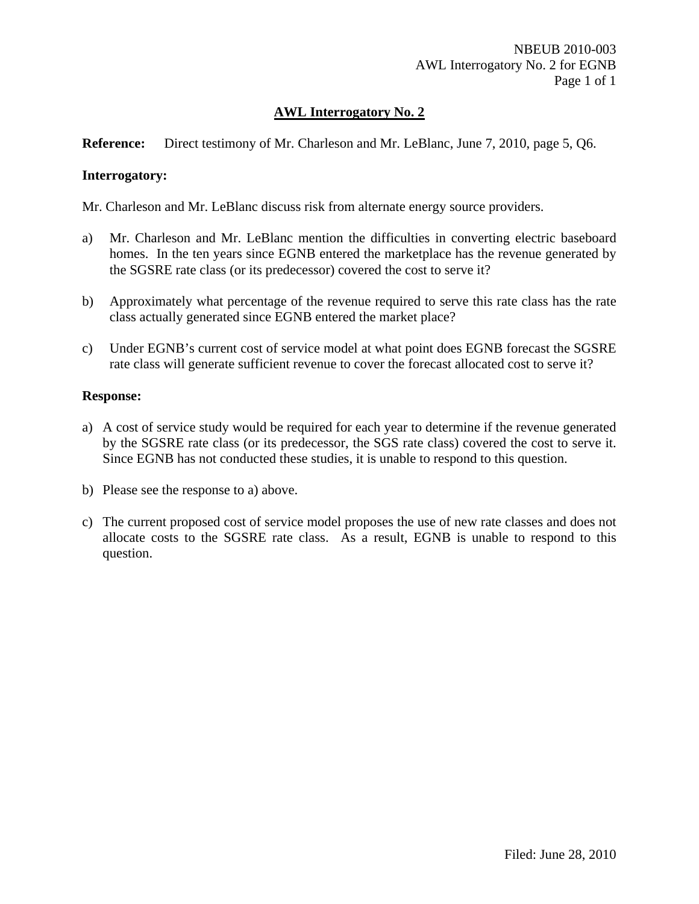## AWL Interrogatory No. 2

**Reference:** Direct testimony of Mr. Charleson and Mr. LeBlanc, June 7, 2010, page 5, Q6.

**Interrogatory:**

Mr. Charleson and Mr. LeBlanc discuss risk from alternate energy source providers.

a) Mr. Charleson and Mr. LeBlanc mention the difficulties in converting electric baseboard homes. In the ten years since EGNB entered the marketplace has the revenue generated by the SGSRE rate class (or its predecessor) covered the cost to serve it?

b) Approximately what percentage of the revenue required to serve this rate class has the rate class actually generated since EGNB entered the market place?

c) Under EGNB's current cost of service model at what point does EGNB forecast the SGSRE rate class will generate sufficient revenue to cover the forecast allocated cost to serve it?

**Response:**

a) A cost of service study would be required for each year to determine if the revenue generated by the SGSRE rate class (or its predecessor, the SGS rate class) covered the cost to serve it. Since EGNB has not conducted these studies, it is unable to respond to this question.

b) Please see the response to a) above.

c) The current proposed cost of service model proposes the use of new rate classes and does not allocate costs to the SGSRE rate class. As a result, EGNB is unable to respond to this question.

Filed: June 28, 2010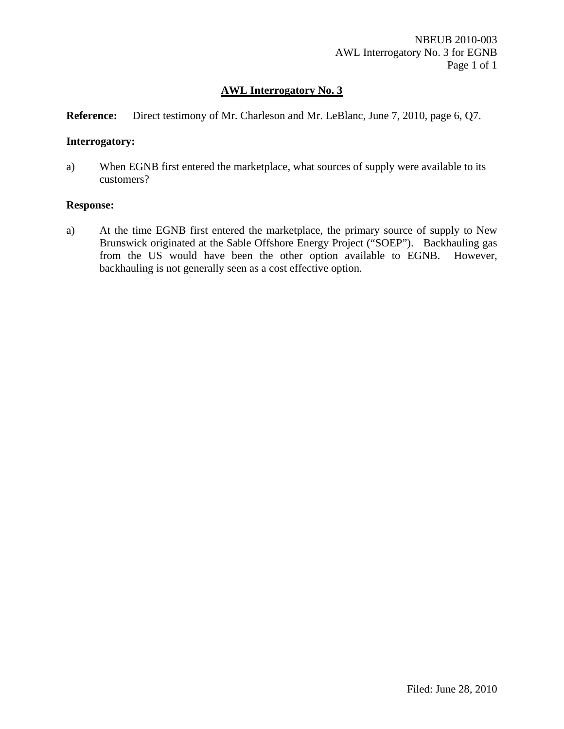## AWL Interrogatory No. 3

**Reference:** Direct testimony of Mr. Charleson and Mr. LeBlanc, June 7, 2010, page 6, Q7.

**Interrogatory:**

a) When EGNB first entered the marketplace, what sources of supply were available to its customers?

**Response:**

a) At the time EGNB first entered the marketplace, the primary source of supply to New Brunswick originated at the Sable Offshore Energy Project ("SOEP"). Backhauling gas from the US would have been the other option available to EGNB. However, backhauling is not generally seen as a cost effective option.

Filed: June 28, 2010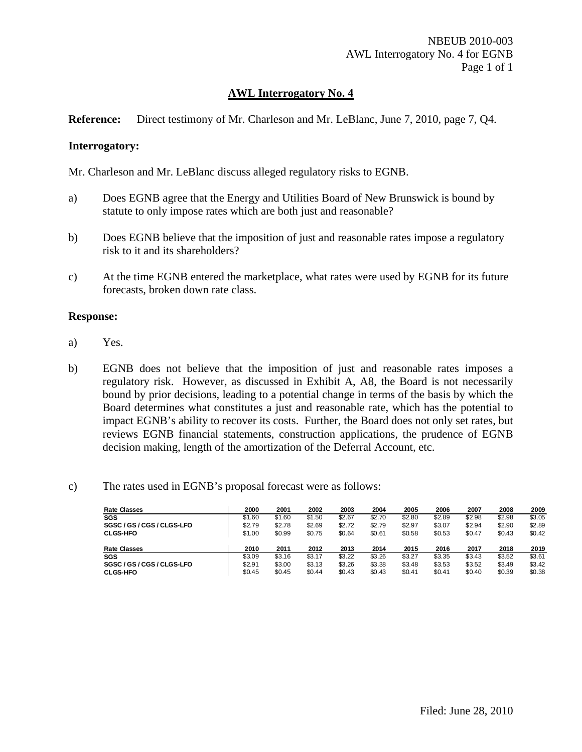## AWL Interrogatory No. 4

**Reference:** Direct testimony of Mr. Charleson and Mr. LeBlanc, June 7, 2010, page 7, Q4.

### Interrogatory:

Mr. Charleson and Mr. LeBlanc discuss alleged regulatory risks to EGNB.

a) Does EGNB agree that the Energy and Utilities Board of New Brunswick is bound by statute to only impose rates which are both just and reasonable?

b) Does EGNB believe that the imposition of just and reasonable rates impose a regulatory risk to it and its shareholders?

c) At the time EGNB entered the marketplace, what rates were used by EGNB for its future forecasts, broken down rate class.

### Response:

a) Yes.

b) EGNB does not believe that the imposition of just and reasonable rates imposes a regulatory risk. However, as discussed in Exhibit A, A8, the Board is not necessarily bound by prior decisions, leading to a potential change in terms of the basis by which the Board determines what constitutes a just and reasonable rate, which has the potential to impact EGNB's ability to recover its costs. Further, the Board does not only set rates, but reviews EGNB financial statements, construction applications, the prudence of EGNB decision making, length of the amortization of the Deferral Account, etc.

c) The rates used in EGNB's proposal forecast were as follows:

| Rate Classes | 2000 | 2001 | 2002 | 2003 | 2004 | 2005 | 2006 | 2007 | 2008 | 2009 |
|---|---|---|---|---|---|---|---|---|---|---|
| SGS | $1.60 | $1.60 | $1.50 | $2.67 | $2.70 | $2.80 | $2.89 | $2.98 | $2.98 | $3.05 |
| SGSC / GS / CGS / CLGS-LFO | $2.79 | $2.78 | $2.69 | $2.72 | $2.79 | $2.97 | $3.07 | $2.94 | $2.90 | $2.89 |
| CLGS-HFO | $1.00 | $0.99 | $0.75 | $0.64 | $0.61 | $0.58 | $0.53 | $0.47 | $0.43 | $0.42 |

| Rate Classes | 2010 | 2011 | 2012 | 2013 | 2014 | 2015 | 2016 | 2017 | 2018 | 2019 |
|---|---|---|---|---|---|---|---|---|---|---|
| SGS | $3.09 | $3.16 | $3.17 | $3.22 | $3.26 | $3.27 | $3.35 | $3.43 | $3.52 | $3.61 |
| SGSC / GS / CGS / CLGS-LFO | $2.91 | $3.00 | $3.13 | $3.26 | $3.38 | $3.48 | $3.53 | $3.52 | $3.49 | $3.42 |
| CLGS-HFO | $0.45 | $0.45 | $0.44 | $0.43 | $0.43 | $0.41 | $0.41 | $0.40 | $0.39 | $0.38 |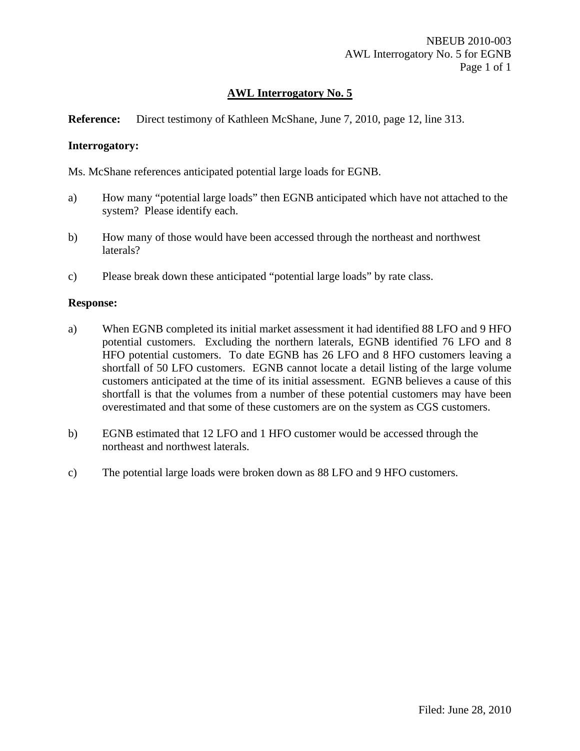## AWL Interrogatory No. 5

**Reference:** Direct testimony of Kathleen McShane, June 7, 2010, page 12, line 313.

**Interrogatory:**

Ms. McShane references anticipated potential large loads for EGNB.

a) How many "potential large loads" then EGNB anticipated which have not attached to the system? Please identify each.

b) How many of those would have been accessed through the northeast and northwest laterals?

c) Please break down these anticipated "potential large loads" by rate class.

**Response:**

a) When EGNB completed its initial market assessment it had identified 88 LFO and 9 HFO potential customers. Excluding the northern laterals, EGNB identified 76 LFO and 8 HFO potential customers. To date EGNB has 26 LFO and 8 HFO customers leaving a shortfall of 50 LFO customers. EGNB cannot locate a detail listing of the large volume customers anticipated at the time of its initial assessment. EGNB believes a cause of this shortfall is that the volumes from a number of these potential customers may have been overestimated and that some of these customers are on the system as CGS customers.

b) EGNB estimated that 12 LFO and 1 HFO customer would be accessed through the northeast and northwest laterals.

c) The potential large loads were broken down as 88 LFO and 9 HFO customers.

Filed: June 28, 2010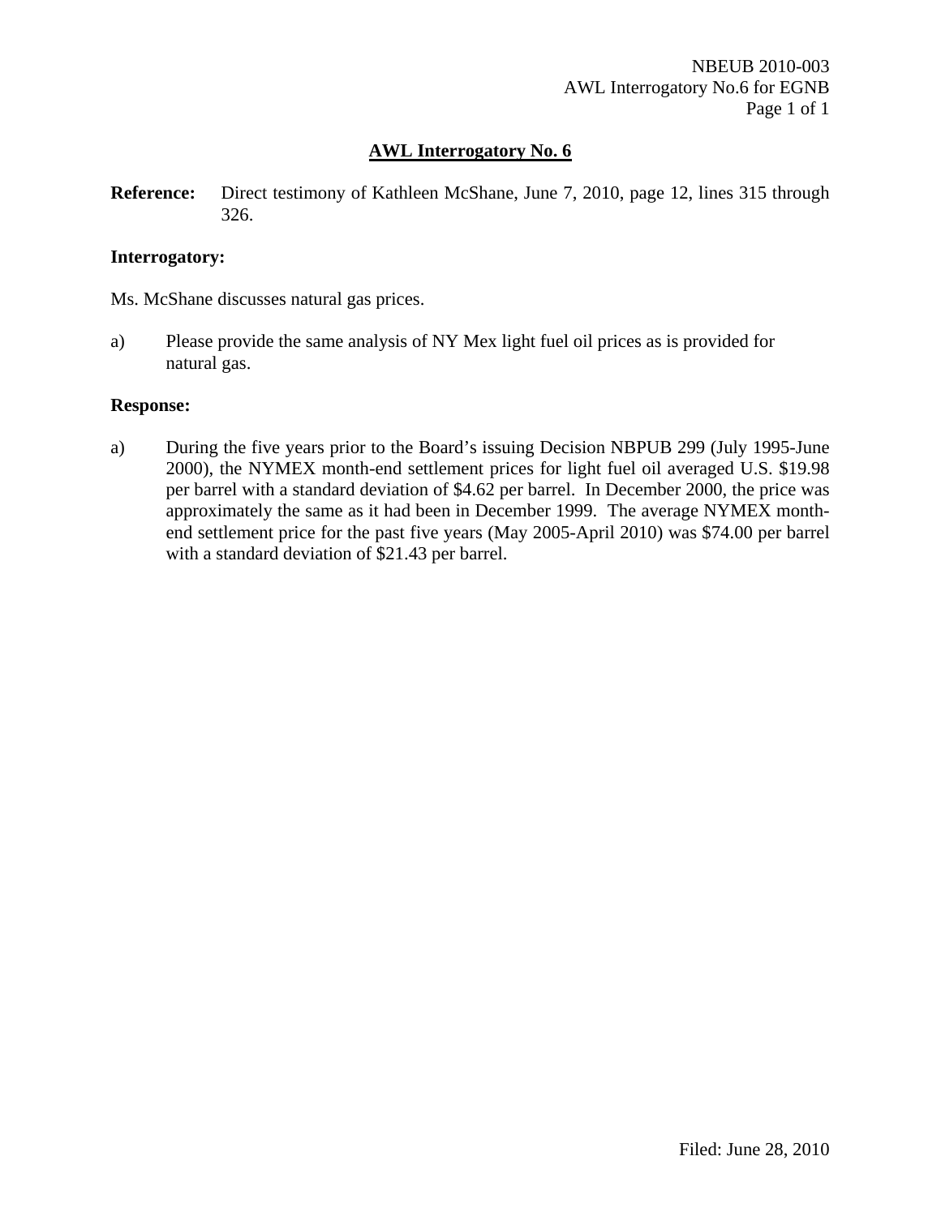## AWL Interrogatory No. 6

**Reference:** Direct testimony of Kathleen McShane, June 7, 2010, page 12, lines 315 through 326.

**Interrogatory:**

Ms. McShane discusses natural gas prices.

a) Please provide the same analysis of NY Mex light fuel oil prices as is provided for natural gas.

**Response:**

a) During the five years prior to the Board's issuing Decision NBPUB 299 (July 1995-June 2000), the NYMEX month-end settlement prices for light fuel oil averaged U.S. $19.98 per barrel with a standard deviation of $4.62 per barrel. In December 2000, the price was approximately the same as it had been in December 1999. The average NYMEX month-end settlement price for the past five years (May 2005-April 2010) was $74.00 per barrel with a standard deviation of $21.43 per barrel.

Filed: June 28, 2010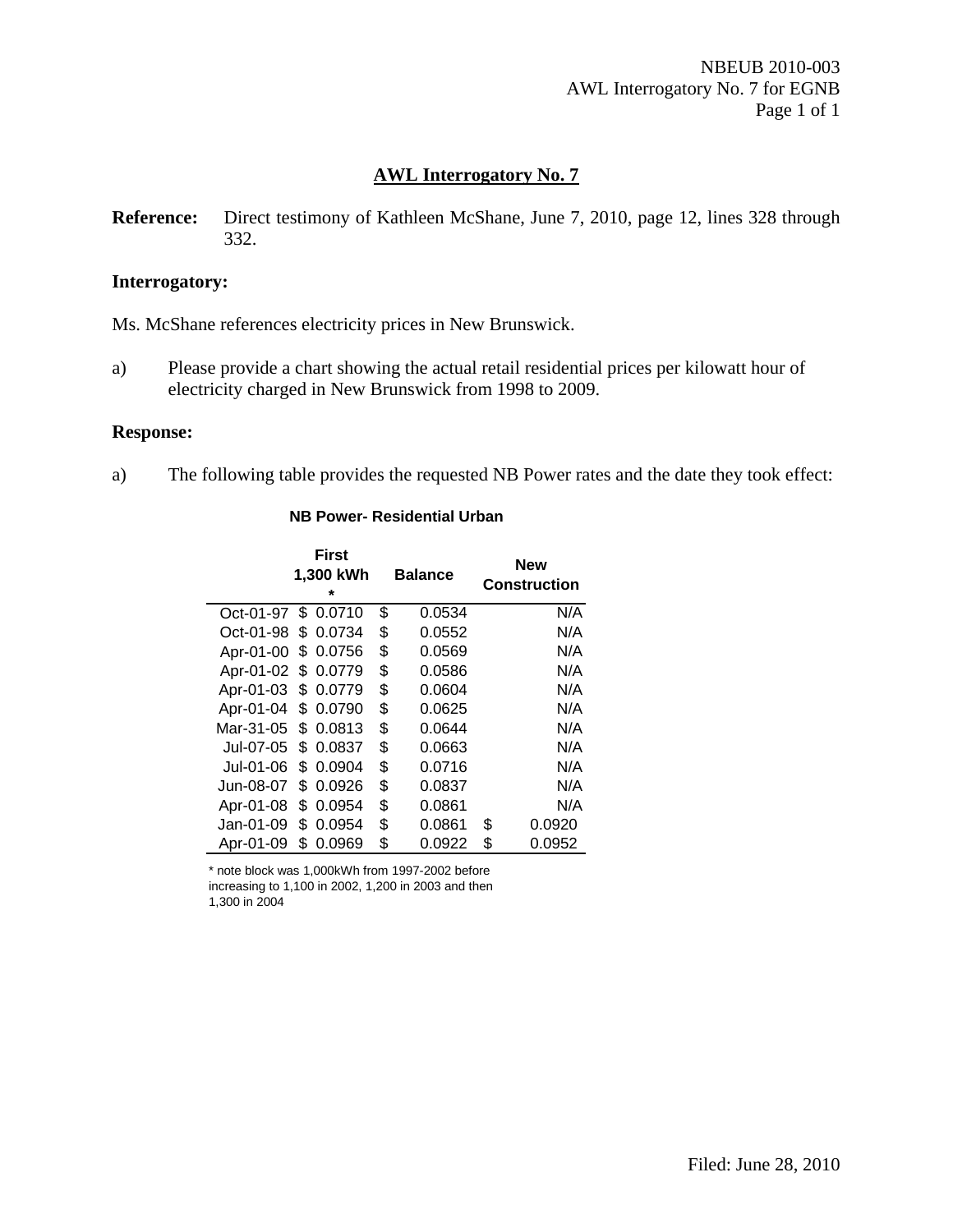## AWL Interrogatory No. 7

**Reference:** Direct testimony of Kathleen McShane, June 7, 2010, page 12, lines 328 through 332.

**Interrogatory:**

Ms. McShane references electricity prices in New Brunswick.

a) Please provide a chart showing the actual retail residential prices per kilowatt hour of electricity charged in New Brunswick from 1998 to 2009.

**Response:**

a) The following table provides the requested NB Power rates and the date they took effect:

**NB Power- Residential Urban**

| | First 1,300 kWh * | Balance | New Construction |
|---|---|---|---|
| Oct-01-97 | $ 0.0710 | $ 0.0534 | N/A |
| Oct-01-98 | $ 0.0734 | $ 0.0552 | N/A |
| Apr-01-00 | $ 0.0756 | $ 0.0569 | N/A |
| Apr-01-02 | $ 0.0779 | $ 0.0586 | N/A |
| Apr-01-03 | $ 0.0779 | $ 0.0604 | N/A |
| Apr-01-04 | $ 0.0790 | $ 0.0625 | N/A |
| Mar-31-05 | $ 0.0813 | $ 0.0644 | N/A |
| Jul-07-05 | $ 0.0837 | $ 0.0663 | N/A |
| Jul-01-06 | $ 0.0904 | $ 0.0716 | N/A |
| Jun-08-07 | $ 0.0926 | $ 0.0837 | N/A |
| Apr-01-08 | $ 0.0954 | $ 0.0861 | N/A |
| Jan-01-09 | $ 0.0954 | $ 0.0861 | $ 0.0920 |
| Apr-01-09 | $ 0.0969 | $ 0.0922 | $ 0.0952 |

* note block was 1,000kWh from 1997-2002 before increasing to 1,100 in 2002, 1,200 in 2003 and then 1,300 in 2004

Filed: June 28, 2010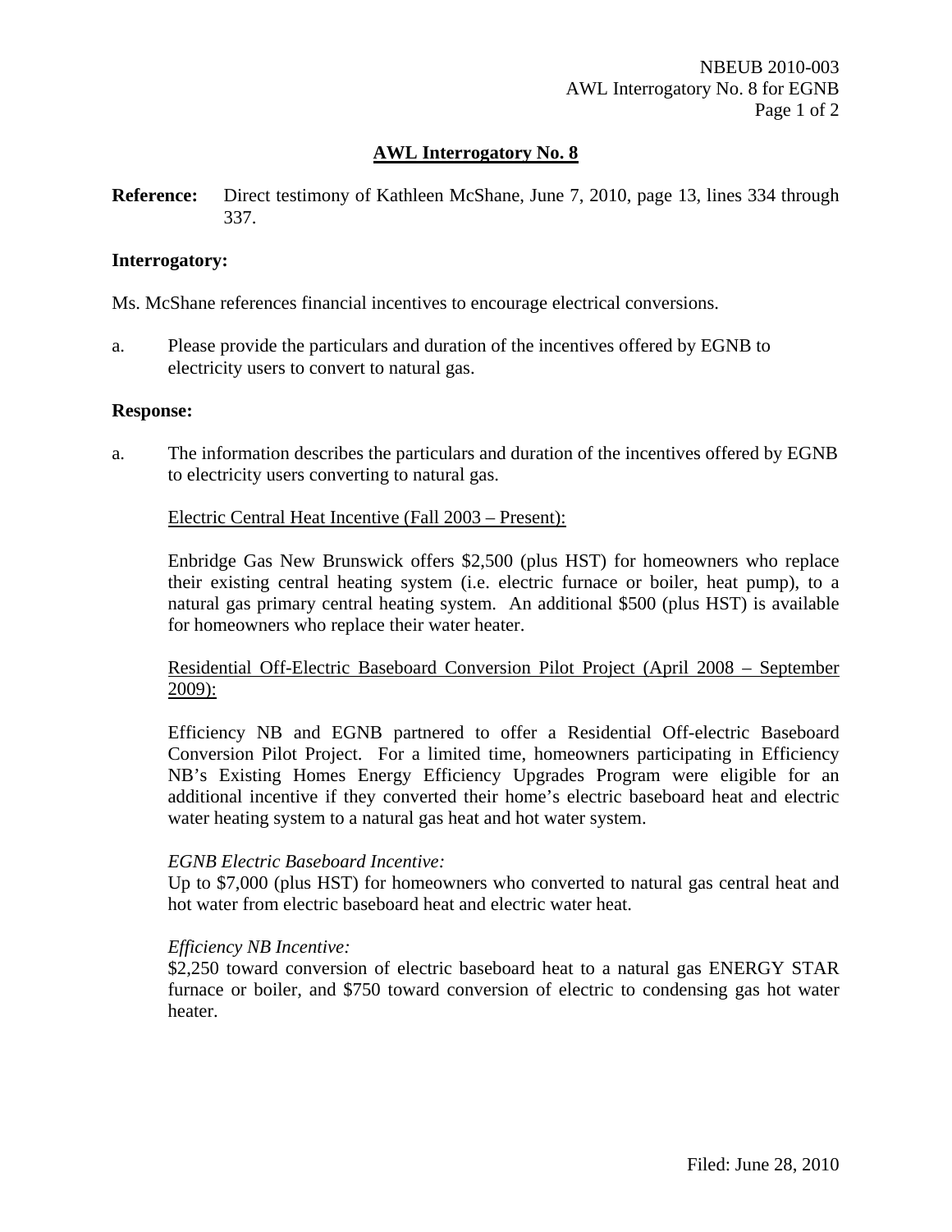## AWL Interrogatory No. 8

**Reference:** Direct testimony of Kathleen McShane, June 7, 2010, page 13, lines 334 through 337.

**Interrogatory:**

Ms. McShane references financial incentives to encourage electrical conversions.

a. Please provide the particulars and duration of the incentives offered by EGNB to electricity users to convert to natural gas.

**Response:**

a. The information describes the particulars and duration of the incentives offered by EGNB to electricity users converting to natural gas.

Electric Central Heat Incentive (Fall 2003 – Present):

Enbridge Gas New Brunswick offers $2,500 (plus HST) for homeowners who replace their existing central heating system (i.e. electric furnace or boiler, heat pump), to a natural gas primary central heating system. An additional $500 (plus HST) is available for homeowners who replace their water heater.

Residential Off-Electric Baseboard Conversion Pilot Project (April 2008 – September 2009):

Efficiency NB and EGNB partnered to offer a Residential Off-electric Baseboard Conversion Pilot Project. For a limited time, homeowners participating in Efficiency NB's Existing Homes Energy Efficiency Upgrades Program were eligible for an additional incentive if they converted their home's electric baseboard heat and electric water heating system to a natural gas heat and hot water system.

*EGNB Electric Baseboard Incentive:*
Up to $7,000 (plus HST) for homeowners who converted to natural gas central heat and hot water from electric baseboard heat and electric water heat.

*Efficiency NB Incentive:*
$2,250 toward conversion of electric baseboard heat to a natural gas ENERGY STAR furnace or boiler, and $750 toward conversion of electric to condensing gas hot water heater.

Filed: June 28, 2010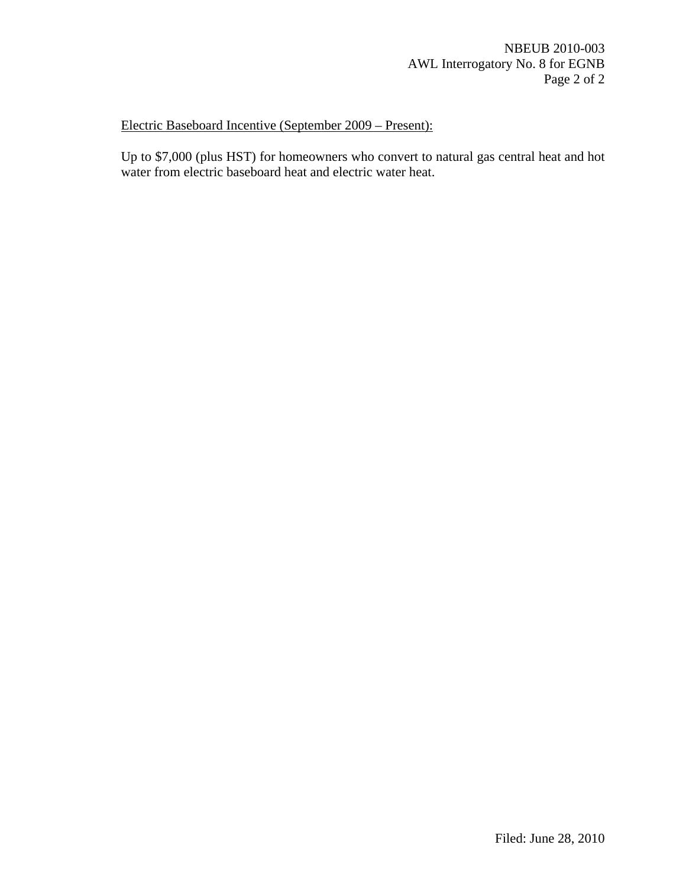<u>Electric Baseboard Incentive (September 2009 – Present):</u>

Up to $7,000 (plus HST) for homeowners who convert to natural gas central heat and hot water from electric baseboard heat and electric water heat.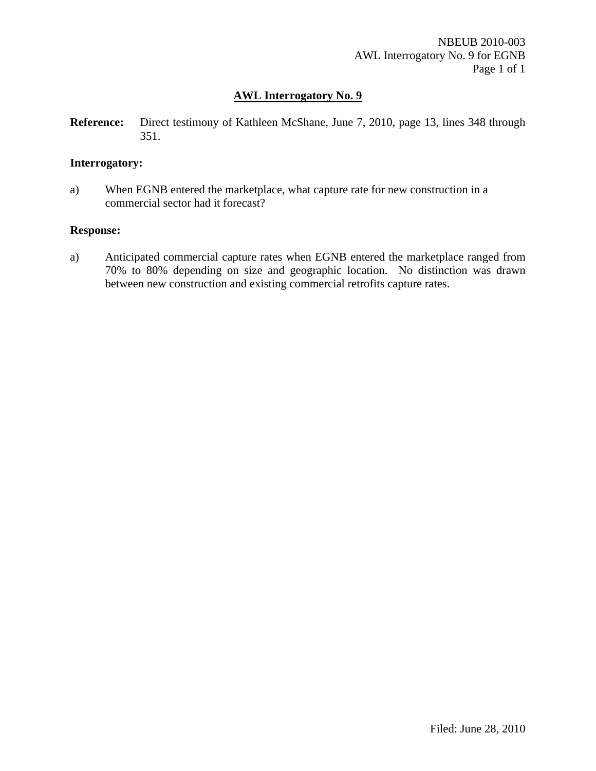## AWL Interrogatory No. 9

**Reference:** Direct testimony of Kathleen McShane, June 7, 2010, page 13, lines 348 through 351.

**Interrogatory:**

a) When EGNB entered the marketplace, what capture rate for new construction in a commercial sector had it forecast?

**Response:**

a) Anticipated commercial capture rates when EGNB entered the marketplace ranged from 70% to 80% depending on size and geographic location. No distinction was drawn between new construction and existing commercial retrofits capture rates.

Filed: June 28, 2010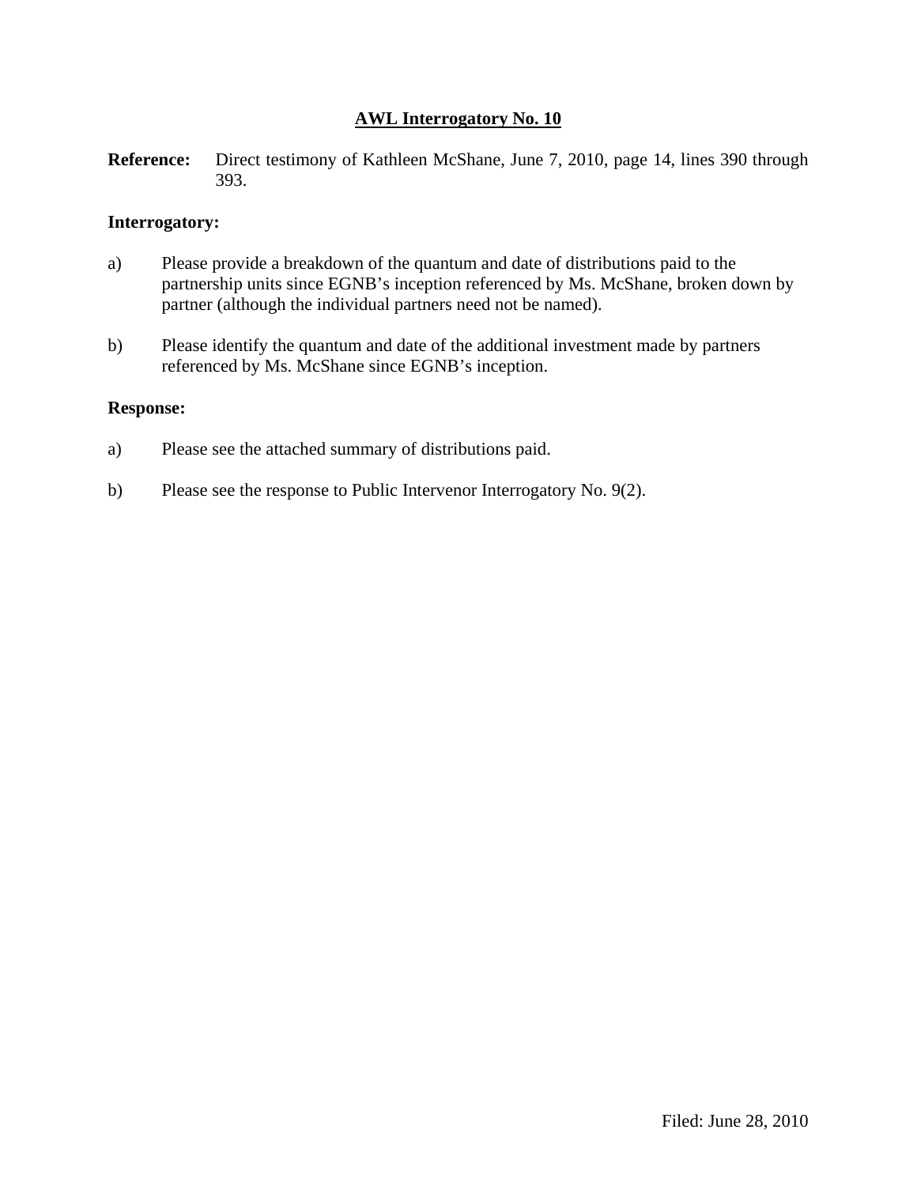**AWL Interrogatory No. 10**

**Reference:** Direct testimony of Kathleen McShane, June 7, 2010, page 14, lines 390 through 393.

**Interrogatory:**

a) Please provide a breakdown of the quantum and date of distributions paid to the partnership units since EGNB's inception referenced by Ms. McShane, broken down by partner (although the individual partners need not be named).

b) Please identify the quantum and date of the additional investment made by partners referenced by Ms. McShane since EGNB's inception.

**Response:**

a) Please see the attached summary of distributions paid.

b) Please see the response to Public Intervenor Interrogatory No. 9(2).

Filed: June 28, 2010